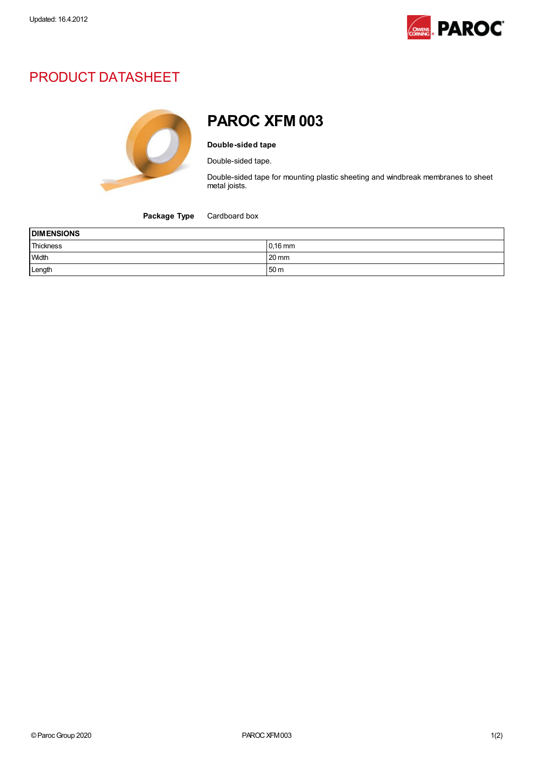Updated: 16.4.2012

# PRODUCT DATASHEET

## PAROC XFM 003

**Double-sided tape**

Double-sided tape.

Double-sided tape for mounting plastic sheeting and windbreak membranes to sheet metal joists.

**Package Type** Cardboard box

| DIMENSIONS | |
|---|---|
| Thickness | 0,16 mm |
| Width | 20 mm |
| Length | 50 m |

© Paroc Group 2020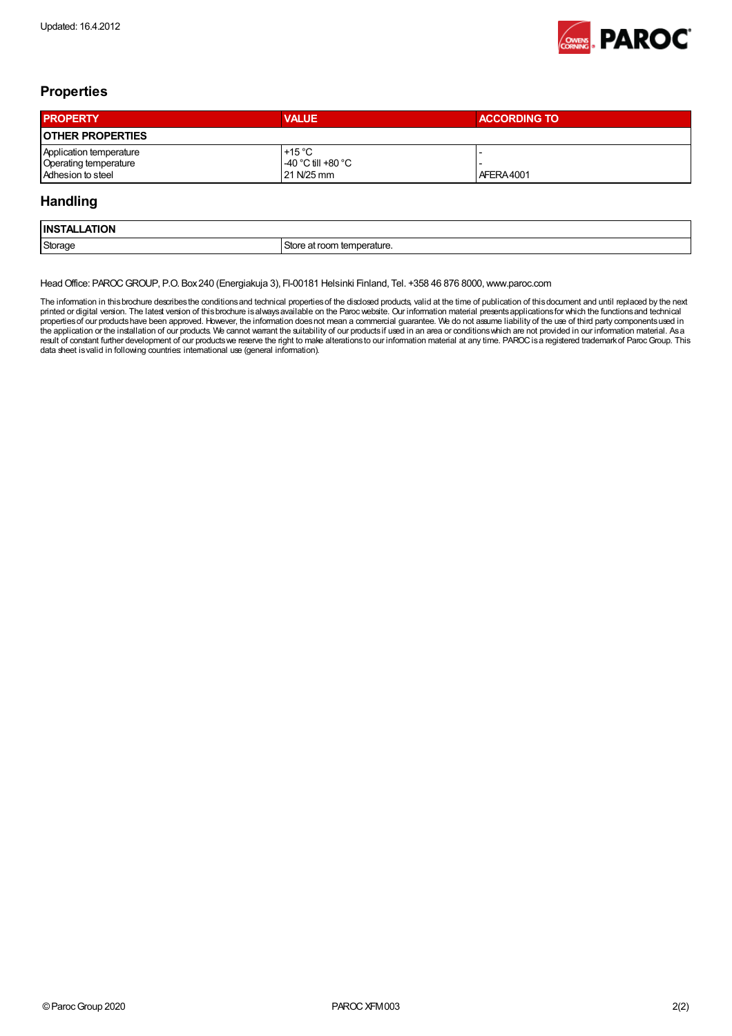Updated: 16.4.2012

## Properties

| PROPERTY | VALUE | ACCORDING TO |
|---|---|---|
| **OTHER PROPERTIES** | | |
| Application temperature | +15 °C | - |
| Operating temperature | -40 °C till +80 °C | - |
| Adhesion to steel | 21 N/25 mm | AFERA 4001 |

## Handling

| | |
|---|---|
| **INSTALLATION** | |
| Storage | Store at room temperature. |

Head Office: PAROC GROUP, P.O. Box 240 (Energiakuja 3), FI-00181 Helsinki Finland, Tel. +358 46 876 8000, www.paroc.com

The information in this brochure describes the conditions and technical properties of the disclosed products, valid at the time of publication of this document and until replaced by the next printed or digital version. The latest version of this brochure is always available on the Paroc website. Our information material presents applications for which the functions and technical properties of our products have been approved. However, the information does not mean a commercial guarantee. We do not assume liability of the use of third party components used in the application or the installation of our products. We cannot warrant the suitability of our products if used in an area or conditions which are not provided in our information material. As a result of constant further development of our products we reserve the right to make alterations to our information material at any time. PAROC is a registered trademark of Paroc Group. This data sheet is valid in following countries: international use (general information).

© Paroc Group 2020 PAROC XFM 003